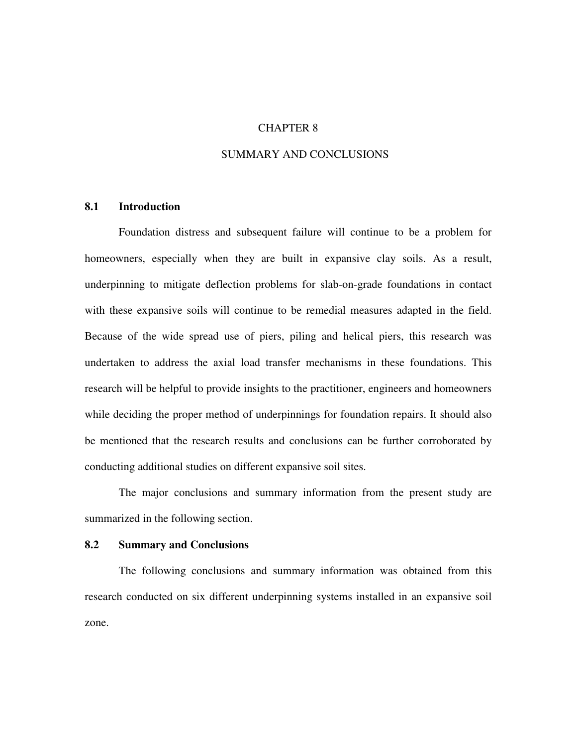# CHAPTER 8

# SUMMARY AND CONCLUSIONS

## 8.1 Introduction

Foundation distress and subsequent failure will continue to be a problem for homeowners, especially when they are built in expansive clay soils. As a result, underpinning to mitigate deflection problems for slab-on-grade foundations in contact with these expansive soils will continue to be remedial measures adapted in the field. Because of the wide spread use of piers, piling and helical piers, this research was undertaken to address the axial load transfer mechanisms in these foundations. This research will be helpful to provide insights to the practitioner, engineers and homeowners while deciding the proper method of underpinnings for foundation repairs. It should also be mentioned that the research results and conclusions can be further corroborated by conducting additional studies on different expansive soil sites.

The major conclusions and summary information from the present study are summarized in the following section.

## 8.2 Summary and Conclusions

The following conclusions and summary information was obtained from this research conducted on six different underpinning systems installed in an expansive soil zone.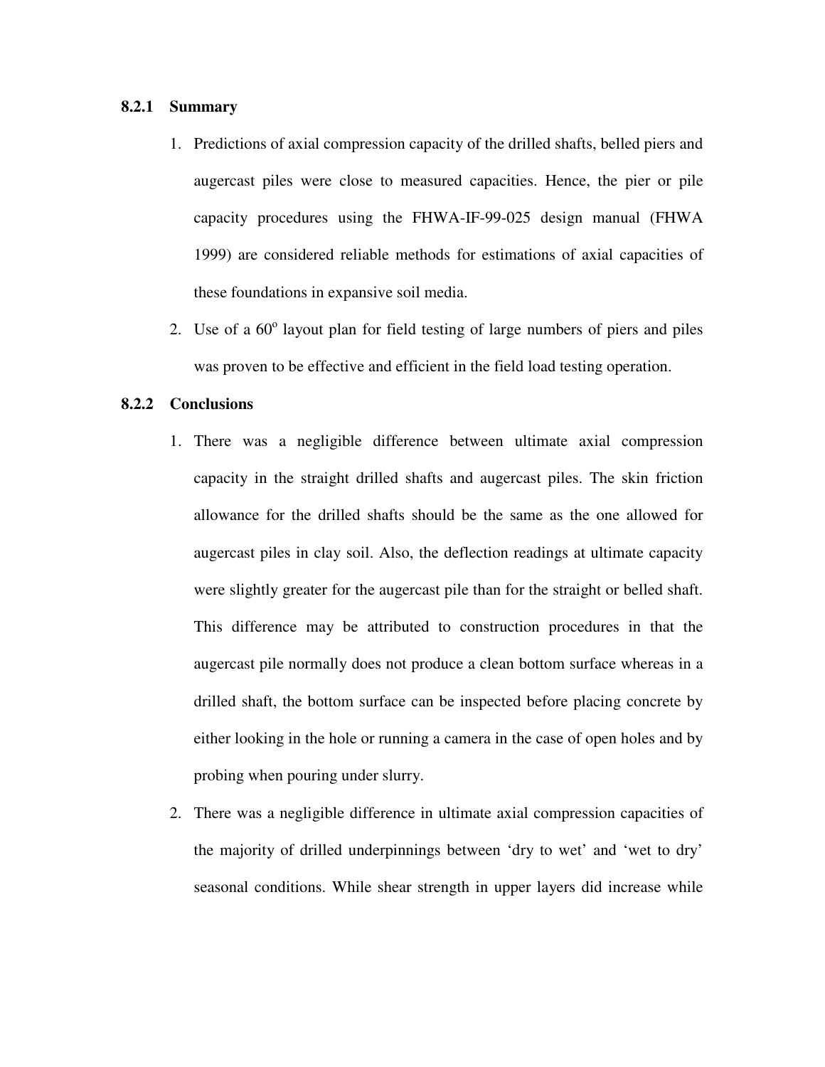### 8.2.1 Summary

1. Predictions of axial compression capacity of the drilled shafts, belled piers and augercast piles were close to measured capacities. Hence, the pier or pile capacity procedures using the FHWA-IF-99-025 design manual (FHWA 1999) are considered reliable methods for estimations of axial capacities of these foundations in expansive soil media.
2. Use of a $60^{o}$ layout plan for field testing of large numbers of piers and piles was proven to be effective and efficient in the field load testing operation.

### 8.2.2 Conclusions

1. There was a negligible difference between ultimate axial compression capacity in the straight drilled shafts and augercast piles. The skin friction allowance for the drilled shafts should be the same as the one allowed for augercast piles in clay soil. Also, the deflection readings at ultimate capacity were slightly greater for the augercast pile than for the straight or belled shaft. This difference may be attributed to construction procedures in that the augercast pile normally does not produce a clean bottom surface whereas in a drilled shaft, the bottom surface can be inspected before placing concrete by either looking in the hole or running a camera in the case of open holes and by probing when pouring under slurry.
2. There was a negligible difference in ultimate axial compression capacities of the majority of drilled underpinnings between 'dry to wet' and 'wet to dry' seasonal conditions. While shear strength in upper layers did increase while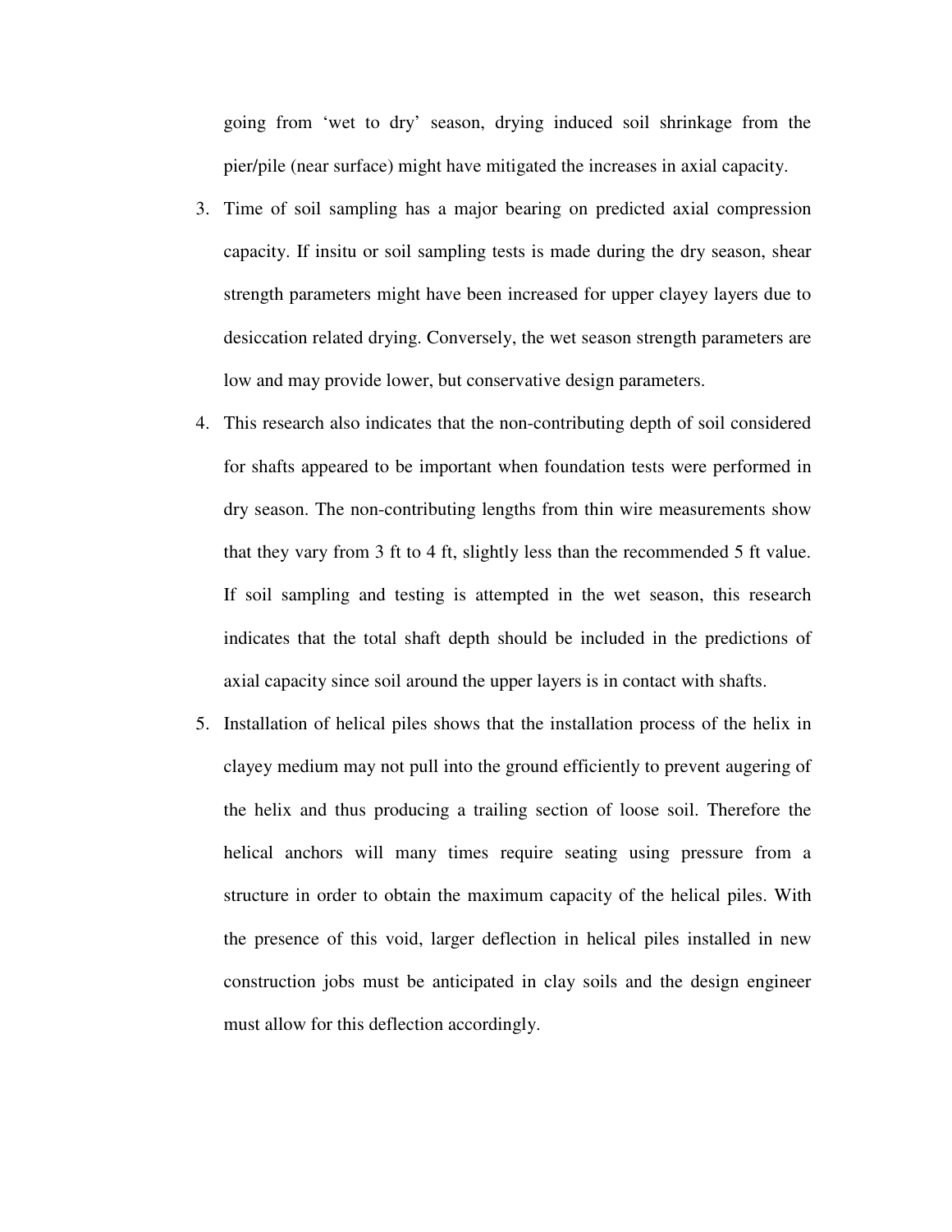going from 'wet to dry' season, drying induced soil shrinkage from the pier/pile (near surface) might have mitigated the increases in axial capacity.

3. Time of soil sampling has a major bearing on predicted axial compression capacity. If insitu or soil sampling tests is made during the dry season, shear strength parameters might have been increased for upper clayey layers due to desiccation related drying. Conversely, the wet season strength parameters are low and may provide lower, but conservative design parameters.
4. This research also indicates that the non-contributing depth of soil considered for shafts appeared to be important when foundation tests were performed in dry season. The non-contributing lengths from thin wire measurements show that they vary from 3 ft to 4 ft, slightly less than the recommended 5 ft value. If soil sampling and testing is attempted in the wet season, this research indicates that the total shaft depth should be included in the predictions of axial capacity since soil around the upper layers is in contact with shafts.
5. Installation of helical piles shows that the installation process of the helix in clayey medium may not pull into the ground efficiently to prevent augering of the helix and thus producing a trailing section of loose soil. Therefore the helical anchors will many times require seating using pressure from a structure in order to obtain the maximum capacity of the helical piles. With the presence of this void, larger deflection in helical piles installed in new construction jobs must be anticipated in clay soils and the design engineer must allow for this deflection accordingly.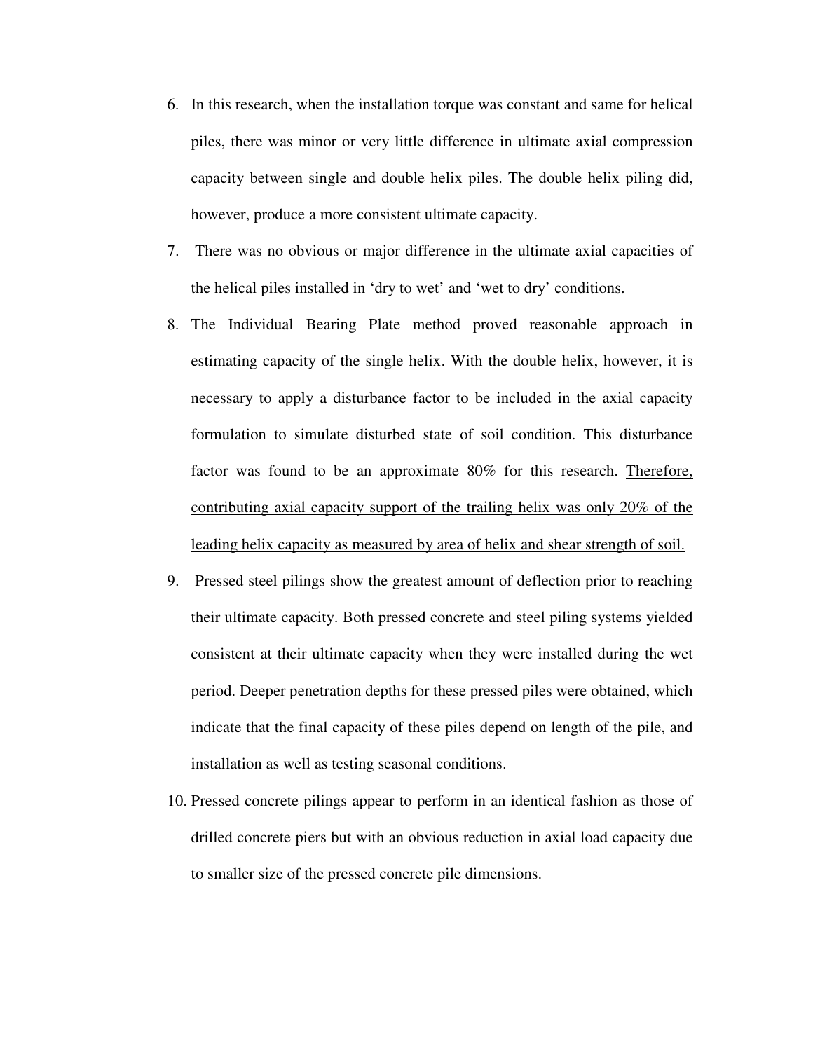6. In this research, when the installation torque was constant and same for helical piles, there was minor or very little difference in ultimate axial compression capacity between single and double helix piles. The double helix piling did, however, produce a more consistent ultimate capacity.

7. There was no obvious or major difference in the ultimate axial capacities of the helical piles installed in 'dry to wet' and 'wet to dry' conditions.

8. The Individual Bearing Plate method proved reasonable approach in estimating capacity of the single helix. With the double helix, however, it is necessary to apply a disturbance factor to be included in the axial capacity formulation to simulate disturbed state of soil condition. This disturbance factor was found to be an approximate 80% for this research. <u>Therefore, contributing axial capacity support of the trailing helix was only 20% of the leading helix capacity as measured by area of helix and shear strength of soil.</u>

9. Pressed steel pilings show the greatest amount of deflection prior to reaching their ultimate capacity. Both pressed concrete and steel piling systems yielded consistent at their ultimate capacity when they were installed during the wet period. Deeper penetration depths for these pressed piles were obtained, which indicate that the final capacity of these piles depend on length of the pile, and installation as well as testing seasonal conditions.

10. Pressed concrete pilings appear to perform in an identical fashion as those of drilled concrete piers but with an obvious reduction in axial load capacity due to smaller size of the pressed concrete pile dimensions.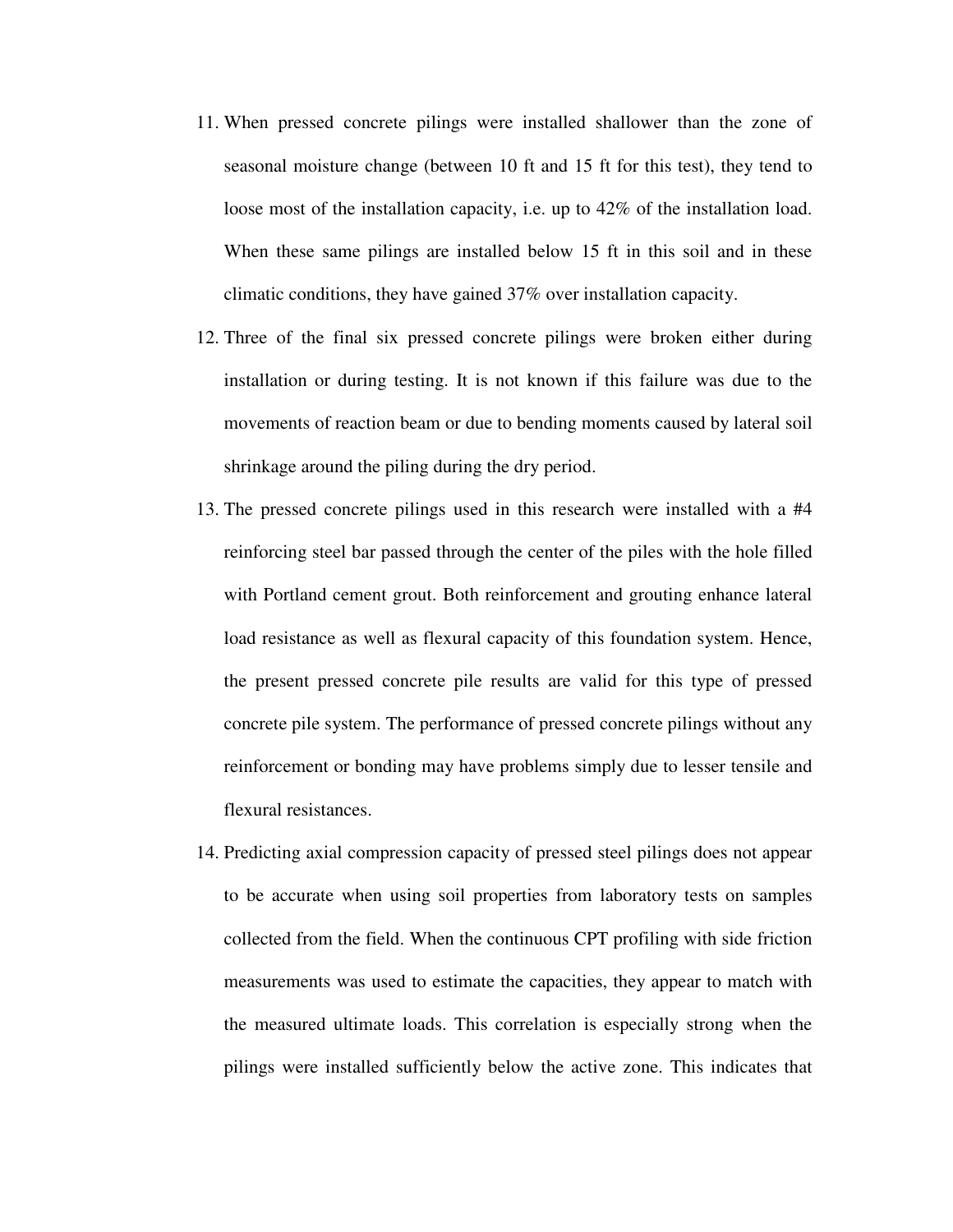11. When pressed concrete pilings were installed shallower than the zone of seasonal moisture change (between 10 ft and 15 ft for this test), they tend to loose most of the installation capacity, i.e. up to 42% of the installation load. When these same pilings are installed below 15 ft in this soil and in these climatic conditions, they have gained 37% over installation capacity.
12. Three of the final six pressed concrete pilings were broken either during installation or during testing. It is not known if this failure was due to the movements of reaction beam or due to bending moments caused by lateral soil shrinkage around the piling during the dry period.
13. The pressed concrete pilings used in this research were installed with a #4 reinforcing steel bar passed through the center of the piles with the hole filled with Portland cement grout. Both reinforcement and grouting enhance lateral load resistance as well as flexural capacity of this foundation system. Hence, the present pressed concrete pile results are valid for this type of pressed concrete pile system. The performance of pressed concrete pilings without any reinforcement or bonding may have problems simply due to lesser tensile and flexural resistances.
14. Predicting axial compression capacity of pressed steel pilings does not appear to be accurate when using soil properties from laboratory tests on samples collected from the field. When the continuous CPT profiling with side friction measurements was used to estimate the capacities, they appear to match with the measured ultimate loads. This correlation is especially strong when the pilings were installed sufficiently below the active zone. This indicates that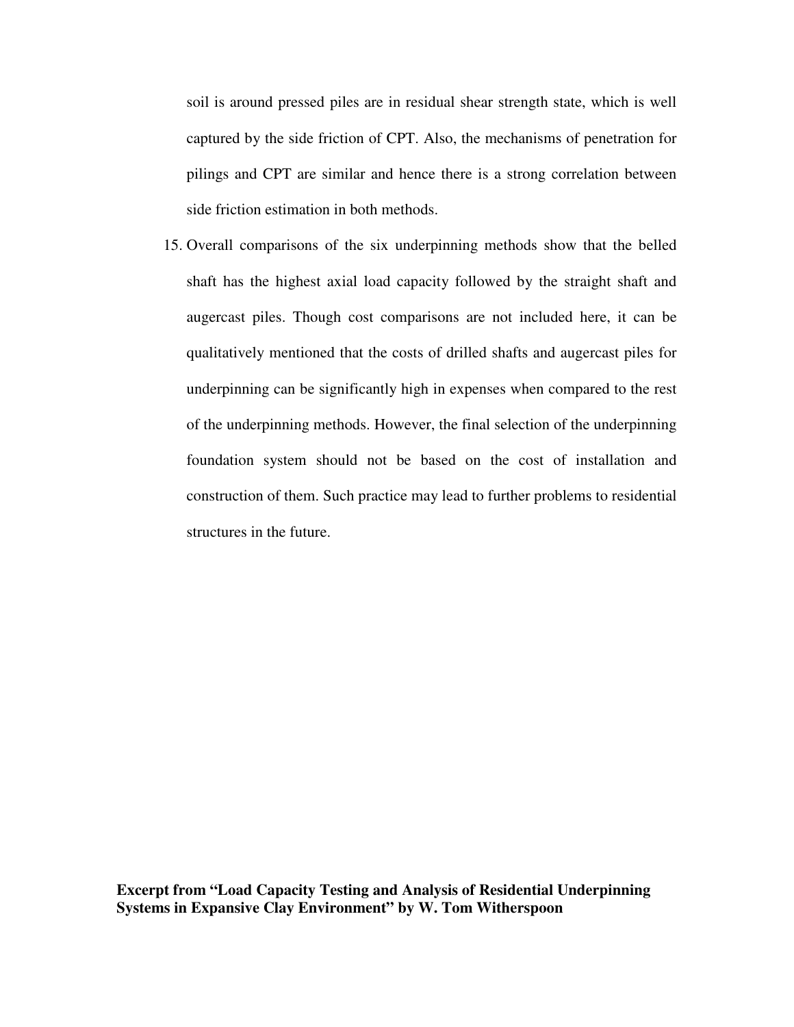soil is around pressed piles are in residual shear strength state, which is well captured by the side friction of CPT. Also, the mechanisms of penetration for pilings and CPT are similar and hence there is a strong correlation between side friction estimation in both methods.

15. Overall comparisons of the six underpinning methods show that the belled shaft has the highest axial load capacity followed by the straight shaft and augercast piles. Though cost comparisons are not included here, it can be qualitatively mentioned that the costs of drilled shafts and augercast piles for underpinning can be significantly high in expenses when compared to the rest of the underpinning methods. However, the final selection of the underpinning foundation system should not be based on the cost of installation and construction of them. Such practice may lead to further problems to residential structures in the future.

**Excerpt from "Load Capacity Testing and Analysis of Residential Underpinning Systems in Expansive Clay Environment" by W. Tom Witherspoon**